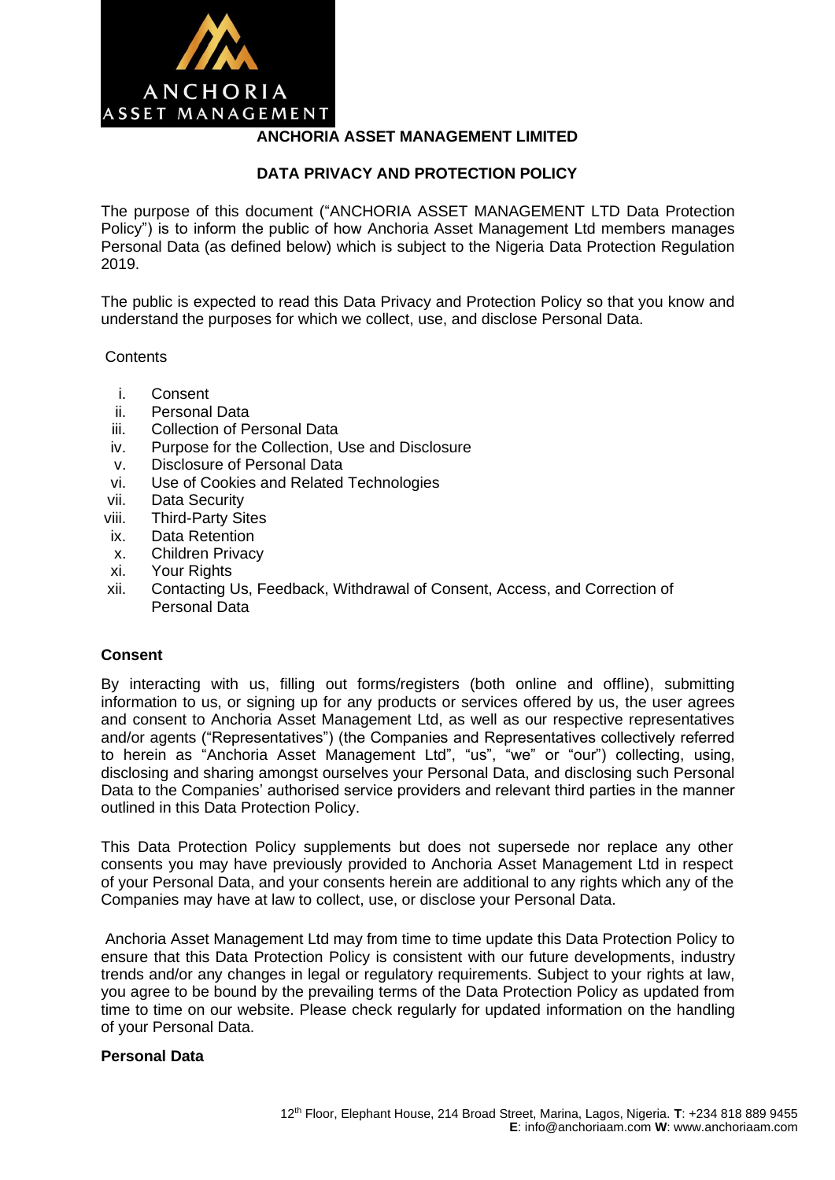# ANCHORIA ASSET MANAGEMENT LIMITED

## DATA PRIVACY AND PROTECTION POLICY

The purpose of this document ("ANCHORIA ASSET MANAGEMENT LTD Data Protection Policy") is to inform the public of how Anchoria Asset Management Ltd members manages Personal Data (as defined below) which is subject to the Nigeria Data Protection Regulation 2019.

The public is expected to read this Data Privacy and Protection Policy so that you know and understand the purposes for which we collect, use, and disclose Personal Data.

Contents

i. Consent
ii. Personal Data
iii. Collection of Personal Data
iv. Purpose for the Collection, Use and Disclosure
v. Disclosure of Personal Data
vi. Use of Cookies and Related Technologies
vii. Data Security
viii. Third-Party Sites
ix. Data Retention
x. Children Privacy
xi. Your Rights
xii. Contacting Us, Feedback, Withdrawal of Consent, Access, and Correction of Personal Data

### Consent

By interacting with us, filling out forms/registers (both online and offline), submitting information to us, or signing up for any products or services offered by us, the user agrees and consent to Anchoria Asset Management Ltd, as well as our respective representatives and/or agents ("Representatives") (the Companies and Representatives collectively referred to herein as "Anchoria Asset Management Ltd", "us", "we" or "our") collecting, using, disclosing and sharing amongst ourselves your Personal Data, and disclosing such Personal Data to the Companies' authorised service providers and relevant third parties in the manner outlined in this Data Protection Policy.

This Data Protection Policy supplements but does not supersede nor replace any other consents you may have previously provided to Anchoria Asset Management Ltd in respect of your Personal Data, and your consents herein are additional to any rights which any of the Companies may have at law to collect, use, or disclose your Personal Data.

Anchoria Asset Management Ltd may from time to time update this Data Protection Policy to ensure that this Data Protection Policy is consistent with our future developments, industry trends and/or any changes in legal or regulatory requirements. Subject to your rights at law, you agree to be bound by the prevailing terms of the Data Protection Policy as updated from time to time on our website. Please check regularly for updated information on the handling of your Personal Data.

### Personal Data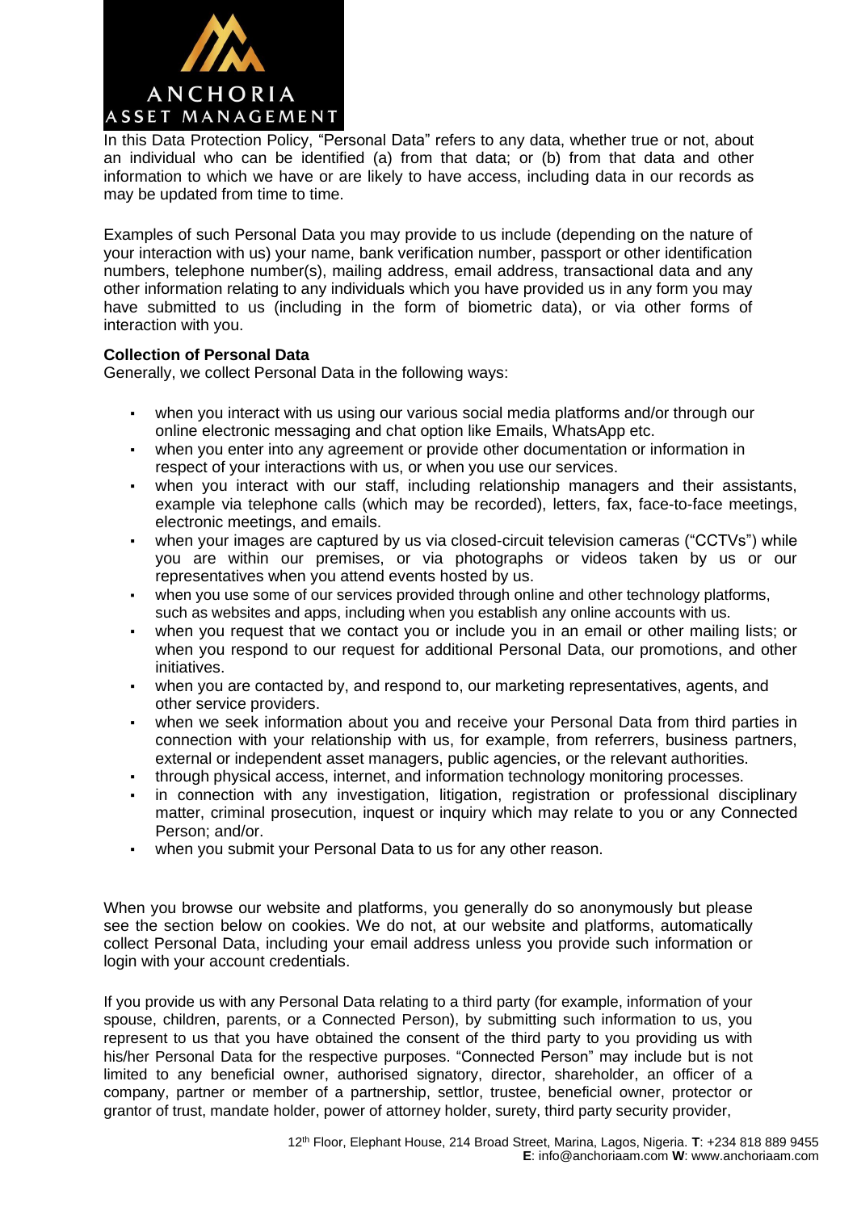In this Data Protection Policy, "Personal Data" refers to any data, whether true or not, about an individual who can be identified (a) from that data; or (b) from that data and other information to which we have or are likely to have access, including data in our records as may be updated from time to time.

Examples of such Personal Data you may provide to us include (depending on the nature of your interaction with us) your name, bank verification number, passport or other identification numbers, telephone number(s), mailing address, email address, transactional data and any other information relating to any individuals which you have provided us in any form you may have submitted to us (including in the form of biometric data), or via other forms of interaction with you.

**Collection of Personal Data**

Generally, we collect Personal Data in the following ways:

- when you interact with us using our various social media platforms and/or through our online electronic messaging and chat option like Emails, WhatsApp etc.
- when you enter into any agreement or provide other documentation or information in respect of your interactions with us, or when you use our services.
- when you interact with our staff, including relationship managers and their assistants, example via telephone calls (which may be recorded), letters, fax, face-to-face meetings, electronic meetings, and emails.
- when your images are captured by us via closed-circuit television cameras ("CCTVs") while you are within our premises, or via photographs or videos taken by us or our representatives when you attend events hosted by us.
- when you use some of our services provided through online and other technology platforms, such as websites and apps, including when you establish any online accounts with us.
- when you request that we contact you or include you in an email or other mailing lists; or when you respond to our request for additional Personal Data, our promotions, and other initiatives.
- when you are contacted by, and respond to, our marketing representatives, agents, and other service providers.
- when we seek information about you and receive your Personal Data from third parties in connection with your relationship with us, for example, from referrers, business partners, external or independent asset managers, public agencies, or the relevant authorities.
- through physical access, internet, and information technology monitoring processes.
- in connection with any investigation, litigation, registration or professional disciplinary matter, criminal prosecution, inquest or inquiry which may relate to you or any Connected Person; and/or.
- when you submit your Personal Data to us for any other reason.

When you browse our website and platforms, you generally do so anonymously but please see the section below on cookies. We do not, at our website and platforms, automatically collect Personal Data, including your email address unless you provide such information or login with your account credentials.

If you provide us with any Personal Data relating to a third party (for example, information of your spouse, children, parents, or a Connected Person), by submitting such information to us, you represent to us that you have obtained the consent of the third party to you providing us with his/her Personal Data for the respective purposes. "Connected Person" may include but is not limited to any beneficial owner, authorised signatory, director, shareholder, an officer of a company, partner or member of a partnership, settlor, trustee, beneficial owner, protector or grantor of trust, mandate holder, power of attorney holder, surety, third party security provider,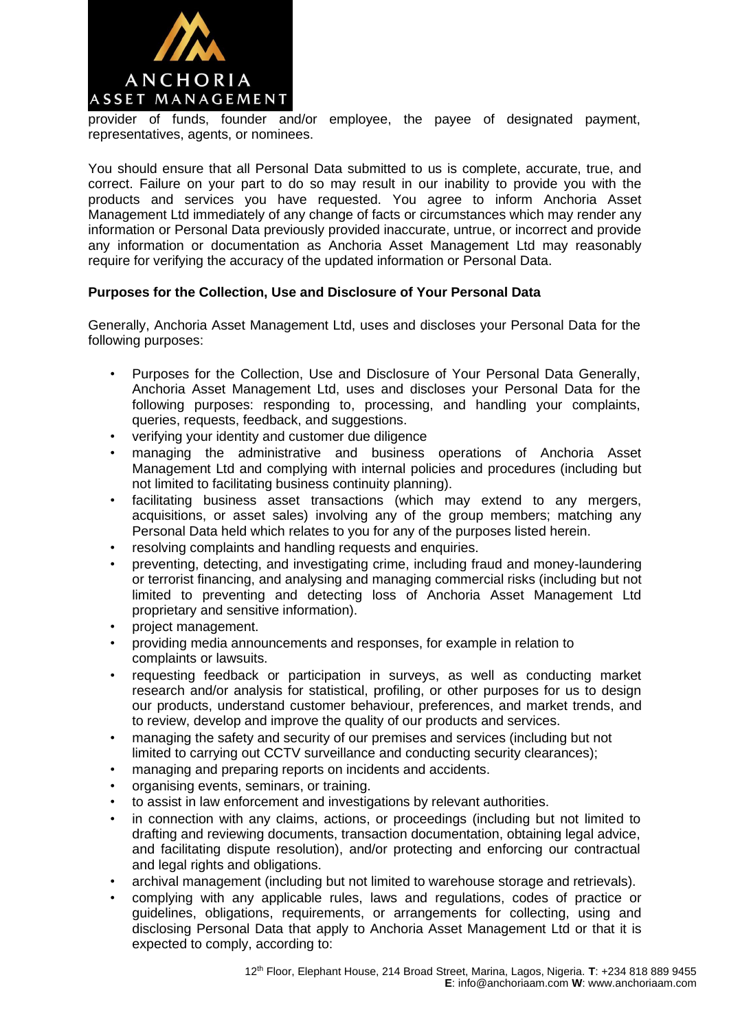provider of funds, founder and/or employee, the payee of designated payment, representatives, agents, or nominees.

You should ensure that all Personal Data submitted to us is complete, accurate, true, and correct. Failure on your part to do so may result in our inability to provide you with the products and services you have requested. You agree to inform Anchoria Asset Management Ltd immediately of any change of facts or circumstances which may render any information or Personal Data previously provided inaccurate, untrue, or incorrect and provide any information or documentation as Anchoria Asset Management Ltd may reasonably require for verifying the accuracy of the updated information or Personal Data.

**Purposes for the Collection, Use and Disclosure of Your Personal Data**

Generally, Anchoria Asset Management Ltd, uses and discloses your Personal Data for the following purposes:

- Purposes for the Collection, Use and Disclosure of Your Personal Data Generally, Anchoria Asset Management Ltd, uses and discloses your Personal Data for the following purposes: responding to, processing, and handling your complaints, queries, requests, feedback, and suggestions.
- verifying your identity and customer due diligence
- managing the administrative and business operations of Anchoria Asset Management Ltd and complying with internal policies and procedures (including but not limited to facilitating business continuity planning).
- facilitating business asset transactions (which may extend to any mergers, acquisitions, or asset sales) involving any of the group members; matching any Personal Data held which relates to you for any of the purposes listed herein.
- resolving complaints and handling requests and enquiries.
- preventing, detecting, and investigating crime, including fraud and money-laundering or terrorist financing, and analysing and managing commercial risks (including but not limited to preventing and detecting loss of Anchoria Asset Management Ltd proprietary and sensitive information).
- project management.
- providing media announcements and responses, for example in relation to complaints or lawsuits.
- requesting feedback or participation in surveys, as well as conducting market research and/or analysis for statistical, profiling, or other purposes for us to design our products, understand customer behaviour, preferences, and market trends, and to review, develop and improve the quality of our products and services.
- managing the safety and security of our premises and services (including but not limited to carrying out CCTV surveillance and conducting security clearances);
- managing and preparing reports on incidents and accidents.
- organising events, seminars, or training.
- to assist in law enforcement and investigations by relevant authorities.
- in connection with any claims, actions, or proceedings (including but not limited to drafting and reviewing documents, transaction documentation, obtaining legal advice, and facilitating dispute resolution), and/or protecting and enforcing our contractual and legal rights and obligations.
- archival management (including but not limited to warehouse storage and retrievals).
- complying with any applicable rules, laws and regulations, codes of practice or guidelines, obligations, requirements, or arrangements for collecting, using and disclosing Personal Data that apply to Anchoria Asset Management Ltd or that it is expected to comply, according to: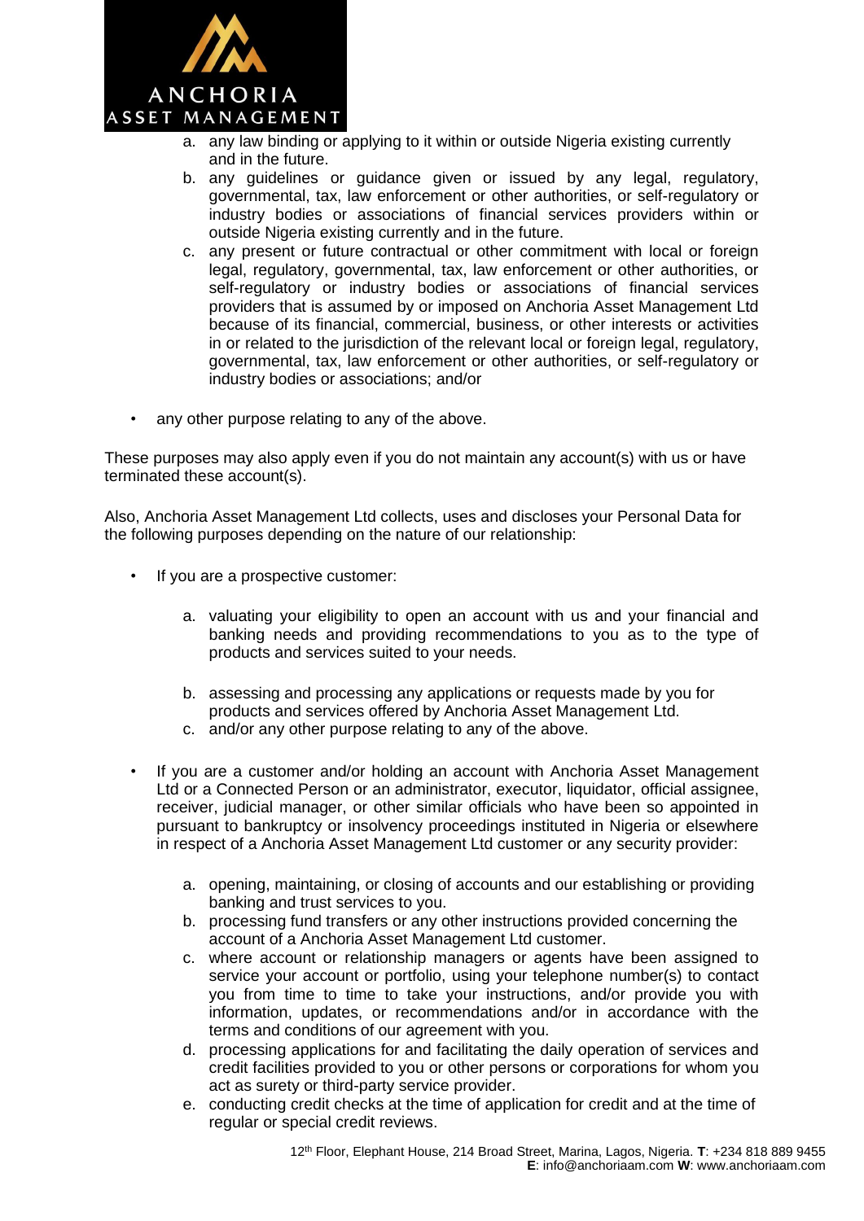a. any law binding or applying to it within or outside Nigeria existing currently and in the future.
b. any guidelines or guidance given or issued by any legal, regulatory, governmental, tax, law enforcement or other authorities, or self-regulatory or industry bodies or associations of financial services providers within or outside Nigeria existing currently and in the future.
c. any present or future contractual or other commitment with local or foreign legal, regulatory, governmental, tax, law enforcement or other authorities, or self-regulatory or industry bodies or associations of financial services providers that is assumed by or imposed on Anchoria Asset Management Ltd because of its financial, commercial, business, or other interests or activities in or related to the jurisdiction of the relevant local or foreign legal, regulatory, governmental, tax, law enforcement or other authorities, or self-regulatory or industry bodies or associations; and/or

- any other purpose relating to any of the above.

These purposes may also apply even if you do not maintain any account(s) with us or have terminated these account(s).

Also, Anchoria Asset Management Ltd collects, uses and discloses your Personal Data for the following purposes depending on the nature of our relationship:

- If you are a prospective customer:

  a. valuating your eligibility to open an account with us and your financial and banking needs and providing recommendations to you as to the type of products and services suited to your needs.
  b. assessing and processing any applications or requests made by you for products and services offered by Anchoria Asset Management Ltd.
  c. and/or any other purpose relating to any of the above.

- If you are a customer and/or holding an account with Anchoria Asset Management Ltd or a Connected Person or an administrator, executor, liquidator, official assignee, receiver, judicial manager, or other similar officials who have been so appointed in pursuant to bankruptcy or insolvency proceedings instituted in Nigeria or elsewhere in respect of a Anchoria Asset Management Ltd customer or any security provider:

  a. opening, maintaining, or closing of accounts and our establishing or providing banking and trust services to you.
  b. processing fund transfers or any other instructions provided concerning the account of a Anchoria Asset Management Ltd customer.
  c. where account or relationship managers or agents have been assigned to service your account or portfolio, using your telephone number(s) to contact you from time to time to take your instructions, and/or provide you with information, updates, or recommendations and/or in accordance with the terms and conditions of our agreement with you.
  d. processing applications for and facilitating the daily operation of services and credit facilities provided to you or other persons or corporations for whom you act as surety or third-party service provider.
  e. conducting credit checks at the time of application for credit and at the time of regular or special credit reviews.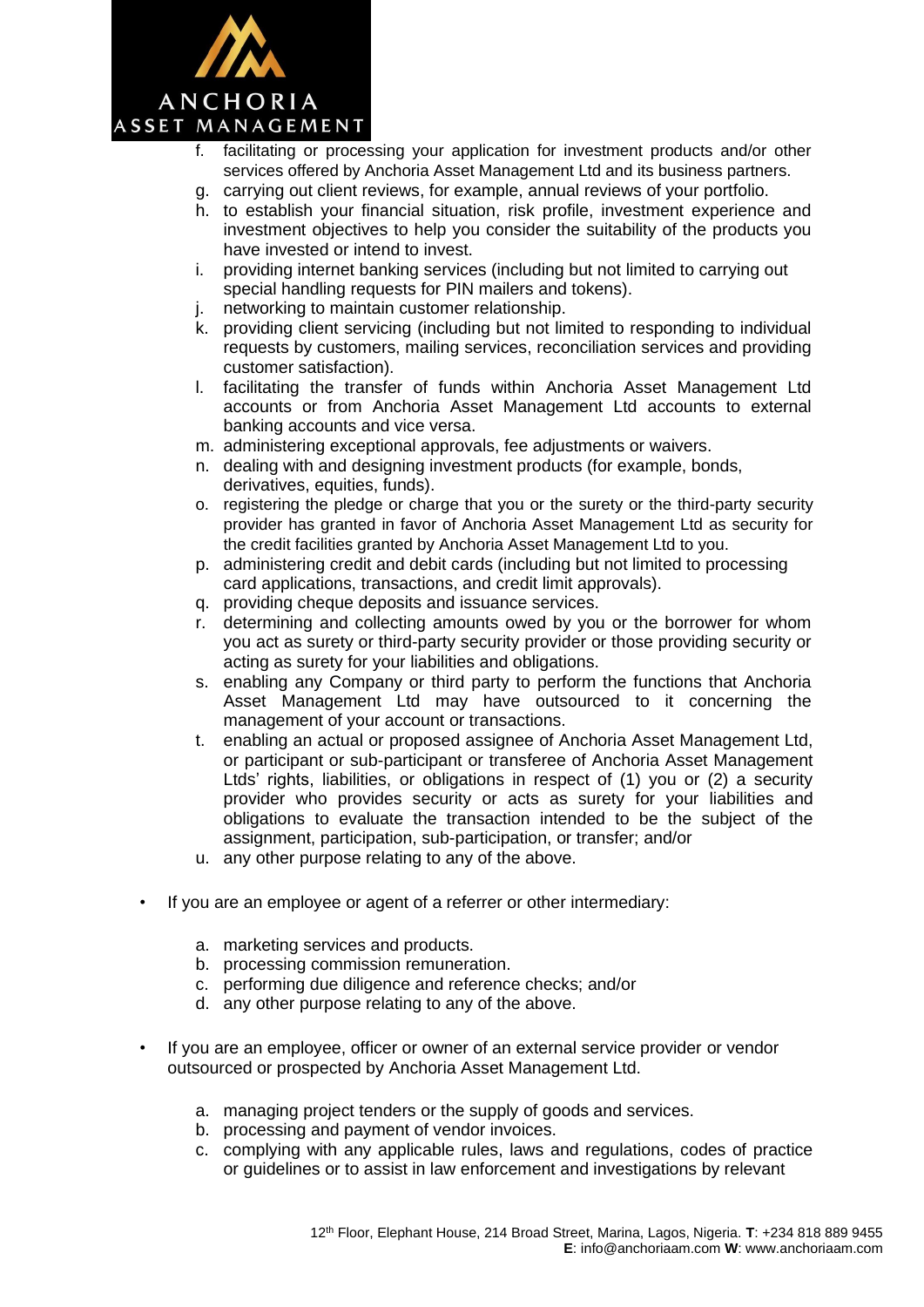f. facilitating or processing your application for investment products and/or other services offered by Anchoria Asset Management Ltd and its business partners.
g. carrying out client reviews, for example, annual reviews of your portfolio.
h. to establish your financial situation, risk profile, investment experience and investment objectives to help you consider the suitability of the products you have invested or intend to invest.
i. providing internet banking services (including but not limited to carrying out special handling requests for PIN mailers and tokens).
j. networking to maintain customer relationship.
k. providing client servicing (including but not limited to responding to individual requests by customers, mailing services, reconciliation services and providing customer satisfaction).
l. facilitating the transfer of funds within Anchoria Asset Management Ltd accounts or from Anchoria Asset Management Ltd accounts to external banking accounts and vice versa.
m. administering exceptional approvals, fee adjustments or waivers.
n. dealing with and designing investment products (for example, bonds, derivatives, equities, funds).
o. registering the pledge or charge that you or the surety or the third-party security provider has granted in favor of Anchoria Asset Management Ltd as security for the credit facilities granted by Anchoria Asset Management Ltd to you.
p. administering credit and debit cards (including but not limited to processing card applications, transactions, and credit limit approvals).
q. providing cheque deposits and issuance services.
r. determining and collecting amounts owed by you or the borrower for whom you act as surety or third-party security provider or those providing security or acting as surety for your liabilities and obligations.
s. enabling any Company or third party to perform the functions that Anchoria Asset Management Ltd may have outsourced to it concerning the management of your account or transactions.
t. enabling an actual or proposed assignee of Anchoria Asset Management Ltd, or participant or sub-participant or transferee of Anchoria Asset Management Ltds' rights, liabilities, or obligations in respect of (1) you or (2) a security provider who provides security or acts as surety for your liabilities and obligations to evaluate the transaction intended to be the subject of the assignment, participation, sub-participation, or transfer; and/or
u. any other purpose relating to any of the above.

- If you are an employee or agent of a referrer or other intermediary:

    a. marketing services and products.
    b. processing commission remuneration.
    c. performing due diligence and reference checks; and/or
    d. any other purpose relating to any of the above.

- If you are an employee, officer or owner of an external service provider or vendor outsourced or prospected by Anchoria Asset Management Ltd.

    a. managing project tenders or the supply of goods and services.
    b. processing and payment of vendor invoices.
    c. complying with any applicable rules, laws and regulations, codes of practice or guidelines or to assist in law enforcement and investigations by relevant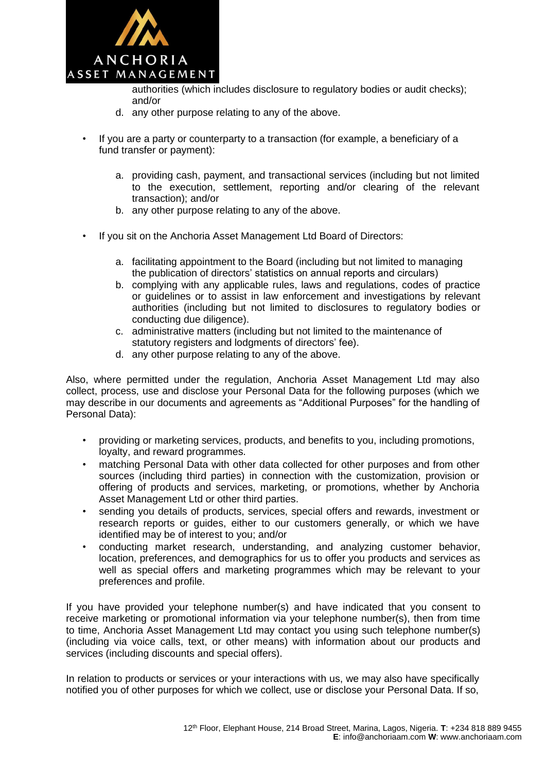authorities (which includes disclosure to regulatory bodies or audit checks); and/or

d. any other purpose relating to any of the above.

- If you are a party or counterparty to a transaction (for example, a beneficiary of a fund transfer or payment):

  a. providing cash, payment, and transactional services (including but not limited to the execution, settlement, reporting and/or clearing of the relevant transaction); and/or
  b. any other purpose relating to any of the above.

- If you sit on the Anchoria Asset Management Ltd Board of Directors:

  a. facilitating appointment to the Board (including but not limited to managing the publication of directors' statistics on annual reports and circulars)
  b. complying with any applicable rules, laws and regulations, codes of practice or guidelines or to assist in law enforcement and investigations by relevant authorities (including but not limited to disclosures to regulatory bodies or conducting due diligence).
  c. administrative matters (including but not limited to the maintenance of statutory registers and lodgments of directors' fee).
  d. any other purpose relating to any of the above.

Also, where permitted under the regulation, Anchoria Asset Management Ltd may also collect, process, use and disclose your Personal Data for the following purposes (which we may describe in our documents and agreements as "Additional Purposes" for the handling of Personal Data):

- providing or marketing services, products, and benefits to you, including promotions, loyalty, and reward programmes.
- matching Personal Data with other data collected for other purposes and from other sources (including third parties) in connection with the customization, provision or offering of products and services, marketing, or promotions, whether by Anchoria Asset Management Ltd or other third parties.
- sending you details of products, services, special offers and rewards, investment or research reports or guides, either to our customers generally, or which we have identified may be of interest to you; and/or
- conducting market research, understanding, and analyzing customer behavior, location, preferences, and demographics for us to offer you products and services as well as special offers and marketing programmes which may be relevant to your preferences and profile.

If you have provided your telephone number(s) and have indicated that you consent to receive marketing or promotional information via your telephone number(s), then from time to time, Anchoria Asset Management Ltd may contact you using such telephone number(s) (including via voice calls, text, or other means) with information about our products and services (including discounts and special offers).

In relation to products or services or your interactions with us, we may also have specifically notified you of other purposes for which we collect, use or disclose your Personal Data. If so,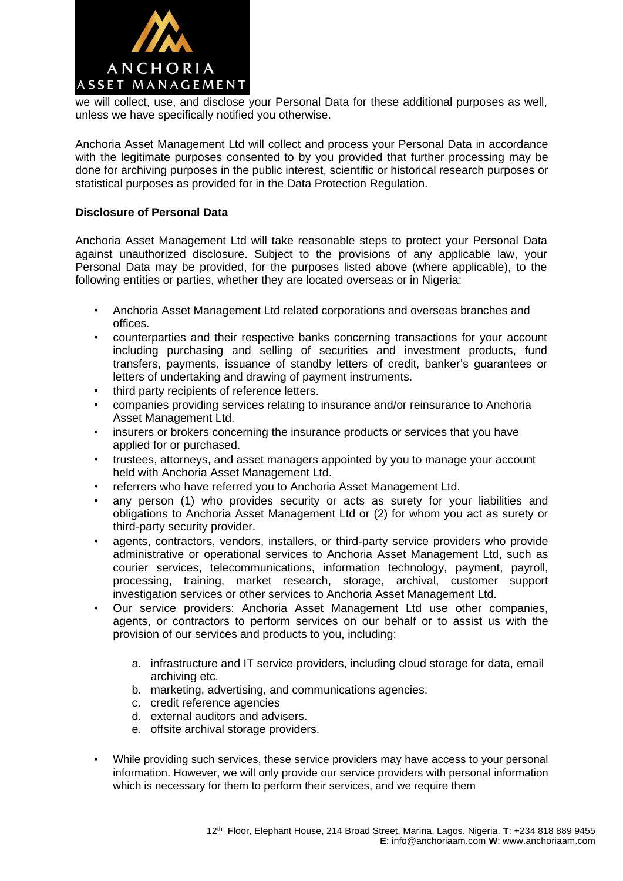we will collect, use, and disclose your Personal Data for these additional purposes as well, unless we have specifically notified you otherwise.

Anchoria Asset Management Ltd will collect and process your Personal Data in accordance with the legitimate purposes consented to by you provided that further processing may be done for archiving purposes in the public interest, scientific or historical research purposes or statistical purposes as provided for in the Data Protection Regulation.

**Disclosure of Personal Data**

Anchoria Asset Management Ltd will take reasonable steps to protect your Personal Data against unauthorized disclosure. Subject to the provisions of any applicable law, your Personal Data may be provided, for the purposes listed above (where applicable), to the following entities or parties, whether they are located overseas or in Nigeria:

- Anchoria Asset Management Ltd related corporations and overseas branches and offices.
- counterparties and their respective banks concerning transactions for your account including purchasing and selling of securities and investment products, fund transfers, payments, issuance of standby letters of credit, banker's guarantees or letters of undertaking and drawing of payment instruments.
- third party recipients of reference letters.
- companies providing services relating to insurance and/or reinsurance to Anchoria Asset Management Ltd.
- insurers or brokers concerning the insurance products or services that you have applied for or purchased.
- trustees, attorneys, and asset managers appointed by you to manage your account held with Anchoria Asset Management Ltd.
- referrers who have referred you to Anchoria Asset Management Ltd.
- any person (1) who provides security or acts as surety for your liabilities and obligations to Anchoria Asset Management Ltd or (2) for whom you act as surety or third-party security provider.
- agents, contractors, vendors, installers, or third-party service providers who provide administrative or operational services to Anchoria Asset Management Ltd, such as courier services, telecommunications, information technology, payment, payroll, processing, training, market research, storage, archival, customer support investigation services or other services to Anchoria Asset Management Ltd.
- Our service providers: Anchoria Asset Management Ltd use other companies, agents, or contractors to perform services on our behalf or to assist us with the provision of our services and products to you, including:

    a. infrastructure and IT service providers, including cloud storage for data, email archiving etc.
    b. marketing, advertising, and communications agencies.
    c. credit reference agencies
    d. external auditors and advisers.
    e. offsite archival storage providers.

- While providing such services, these service providers may have access to your personal information. However, we will only provide our service providers with personal information which is necessary for them to perform their services, and we require them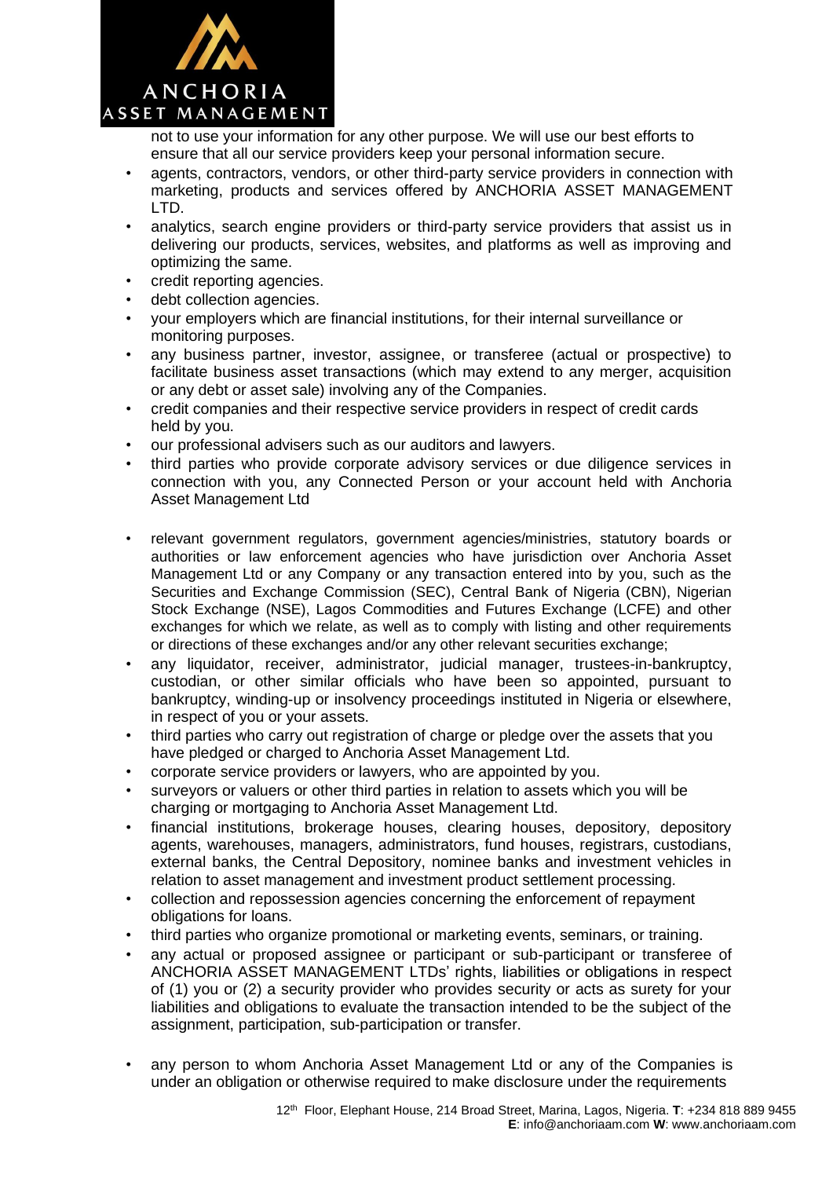not to use your information for any other purpose. We will use our best efforts to ensure that all our service providers keep your personal information secure.

- agents, contractors, vendors, or other third-party service providers in connection with marketing, products and services offered by ANCHORIA ASSET MANAGEMENT LTD.
- analytics, search engine providers or third-party service providers that assist us in delivering our products, services, websites, and platforms as well as improving and optimizing the same.
- credit reporting agencies.
- debt collection agencies.
- your employers which are financial institutions, for their internal surveillance or monitoring purposes.
- any business partner, investor, assignee, or transferee (actual or prospective) to facilitate business asset transactions (which may extend to any merger, acquisition or any debt or asset sale) involving any of the Companies.
- credit companies and their respective service providers in respect of credit cards held by you.
- our professional advisers such as our auditors and lawyers.
- third parties who provide corporate advisory services or due diligence services in connection with you, any Connected Person or your account held with Anchoria Asset Management Ltd
- relevant government regulators, government agencies/ministries, statutory boards or authorities or law enforcement agencies who have jurisdiction over Anchoria Asset Management Ltd or any Company or any transaction entered into by you, such as the Securities and Exchange Commission (SEC), Central Bank of Nigeria (CBN), Nigerian Stock Exchange (NSE), Lagos Commodities and Futures Exchange (LCFE) and other exchanges for which we relate, as well as to comply with listing and other requirements or directions of these exchanges and/or any other relevant securities exchange;
- any liquidator, receiver, administrator, judicial manager, trustees-in-bankruptcy, custodian, or other similar officials who have been so appointed, pursuant to bankruptcy, winding-up or insolvency proceedings instituted in Nigeria or elsewhere, in respect of you or your assets.
- third parties who carry out registration of charge or pledge over the assets that you have pledged or charged to Anchoria Asset Management Ltd.
- corporate service providers or lawyers, who are appointed by you.
- surveyors or valuers or other third parties in relation to assets which you will be charging or mortgaging to Anchoria Asset Management Ltd.
- financial institutions, brokerage houses, clearing houses, depository, depository agents, warehouses, managers, administrators, fund houses, registrars, custodians, external banks, the Central Depository, nominee banks and investment vehicles in relation to asset management and investment product settlement processing.
- collection and repossession agencies concerning the enforcement of repayment obligations for loans.
- third parties who organize promotional or marketing events, seminars, or training.
- any actual or proposed assignee or participant or sub-participant or transferee of ANCHORIA ASSET MANAGEMENT LTDs' rights, liabilities or obligations in respect of (1) you or (2) a security provider who provides security or acts as surety for your liabilities and obligations to evaluate the transaction intended to be the subject of the assignment, participation, sub-participation or transfer.
- any person to whom Anchoria Asset Management Ltd or any of the Companies is under an obligation or otherwise required to make disclosure under the requirements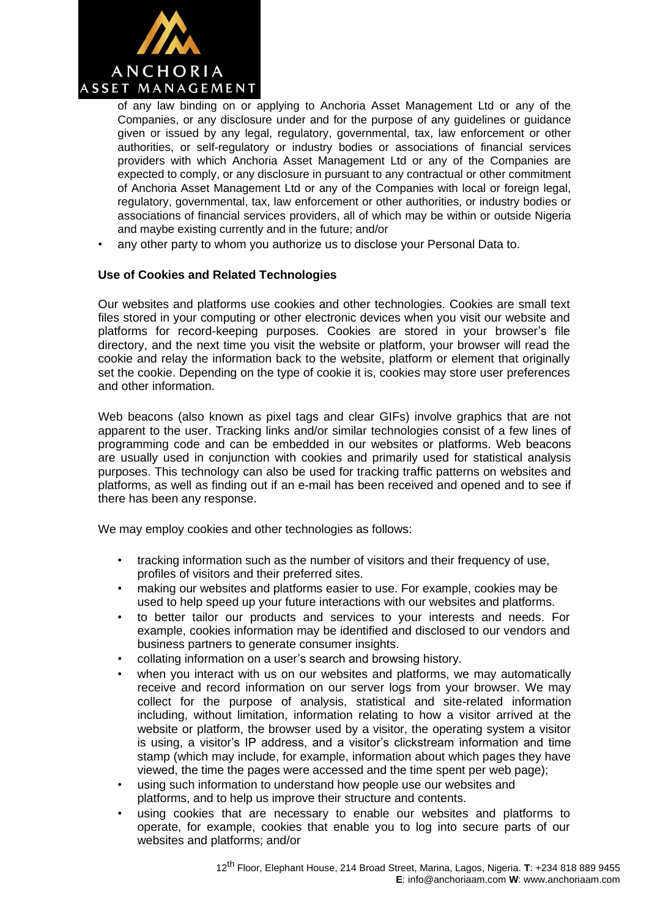of any law binding on or applying to Anchoria Asset Management Ltd or any of the Companies, or any disclosure under and for the purpose of any guidelines or guidance given or issued by any legal, regulatory, governmental, tax, law enforcement or other authorities, or self-regulatory or industry bodies or associations of financial services providers with which Anchoria Asset Management Ltd or any of the Companies are expected to comply, or any disclosure in pursuant to any contractual or other commitment of Anchoria Asset Management Ltd or any of the Companies with local or foreign legal, regulatory, governmental, tax, law enforcement or other authorities, or industry bodies or associations of financial services providers, all of which may be within or outside Nigeria and maybe existing currently and in the future; and/or

- any other party to whom you authorize us to disclose your Personal Data to.

**Use of Cookies and Related Technologies**

Our websites and platforms use cookies and other technologies. Cookies are small text files stored in your computing or other electronic devices when you visit our website and platforms for record-keeping purposes. Cookies are stored in your browser's file directory, and the next time you visit the website or platform, your browser will read the cookie and relay the information back to the website, platform or element that originally set the cookie. Depending on the type of cookie it is, cookies may store user preferences and other information.

Web beacons (also known as pixel tags and clear GIFs) involve graphics that are not apparent to the user. Tracking links and/or similar technologies consist of a few lines of programming code and can be embedded in our websites or platforms. Web beacons are usually used in conjunction with cookies and primarily used for statistical analysis purposes. This technology can also be used for tracking traffic patterns on websites and platforms, as well as finding out if an e-mail has been received and opened and to see if there has been any response.

We may employ cookies and other technologies as follows:

- tracking information such as the number of visitors and their frequency of use, profiles of visitors and their preferred sites.
- making our websites and platforms easier to use. For example, cookies may be used to help speed up your future interactions with our websites and platforms.
- to better tailor our products and services to your interests and needs. For example, cookies information may be identified and disclosed to our vendors and business partners to generate consumer insights.
- collating information on a user's search and browsing history.
- when you interact with us on our websites and platforms, we may automatically receive and record information on our server logs from your browser. We may collect for the purpose of analysis, statistical and site-related information including, without limitation, information relating to how a visitor arrived at the website or platform, the browser used by a visitor, the operating system a visitor is using, a visitor's IP address, and a visitor's clickstream information and time stamp (which may include, for example, information about which pages they have viewed, the time the pages were accessed and the time spent per web page);
- using such information to understand how people use our websites and platforms, and to help us improve their structure and contents.
- using cookies that are necessary to enable our websites and platforms to operate, for example, cookies that enable you to log into secure parts of our websites and platforms; and/or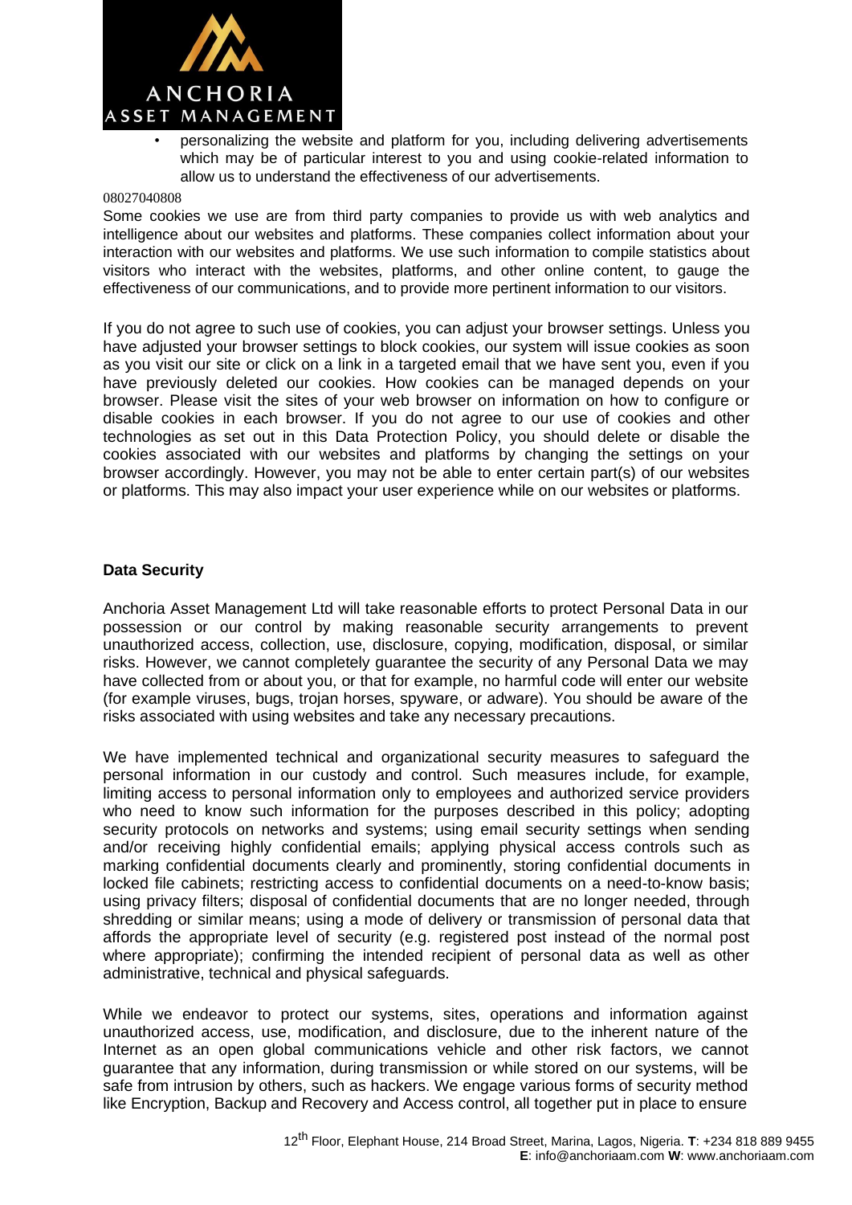- personalizing the website and platform for you, including delivering advertisements which may be of particular interest to you and using cookie-related information to allow us to understand the effectiveness of our advertisements.

08027040808

Some cookies we use are from third party companies to provide us with web analytics and intelligence about our websites and platforms. These companies collect information about your interaction with our websites and platforms. We use such information to compile statistics about visitors who interact with the websites, platforms, and other online content, to gauge the effectiveness of our communications, and to provide more pertinent information to our visitors.

If you do not agree to such use of cookies, you can adjust your browser settings. Unless you have adjusted your browser settings to block cookies, our system will issue cookies as soon as you visit our site or click on a link in a targeted email that we have sent you, even if you have previously deleted our cookies. How cookies can be managed depends on your browser. Please visit the sites of your web browser on information on how to configure or disable cookies in each browser. If you do not agree to our use of cookies and other technologies as set out in this Data Protection Policy, you should delete or disable the cookies associated with our websites and platforms by changing the settings on your browser accordingly. However, you may not be able to enter certain part(s) of our websites or platforms. This may also impact your user experience while on our websites or platforms.

**Data Security**

Anchoria Asset Management Ltd will take reasonable efforts to protect Personal Data in our possession or our control by making reasonable security arrangements to prevent unauthorized access, collection, use, disclosure, copying, modification, disposal, or similar risks. However, we cannot completely guarantee the security of any Personal Data we may have collected from or about you, or that for example, no harmful code will enter our website (for example viruses, bugs, trojan horses, spyware, or adware). You should be aware of the risks associated with using websites and take any necessary precautions.

We have implemented technical and organizational security measures to safeguard the personal information in our custody and control. Such measures include, for example, limiting access to personal information only to employees and authorized service providers who need to know such information for the purposes described in this policy; adopting security protocols on networks and systems; using email security settings when sending and/or receiving highly confidential emails; applying physical access controls such as marking confidential documents clearly and prominently, storing confidential documents in locked file cabinets; restricting access to confidential documents on a need-to-know basis; using privacy filters; disposal of confidential documents that are no longer needed, through shredding or similar means; using a mode of delivery or transmission of personal data that affords the appropriate level of security (e.g. registered post instead of the normal post where appropriate); confirming the intended recipient of personal data as well as other administrative, technical and physical safeguards.

While we endeavor to protect our systems, sites, operations and information against unauthorized access, use, modification, and disclosure, due to the inherent nature of the Internet as an open global communications vehicle and other risk factors, we cannot guarantee that any information, during transmission or while stored on our systems, will be safe from intrusion by others, such as hackers. We engage various forms of security method like Encryption, Backup and Recovery and Access control, all together put in place to ensure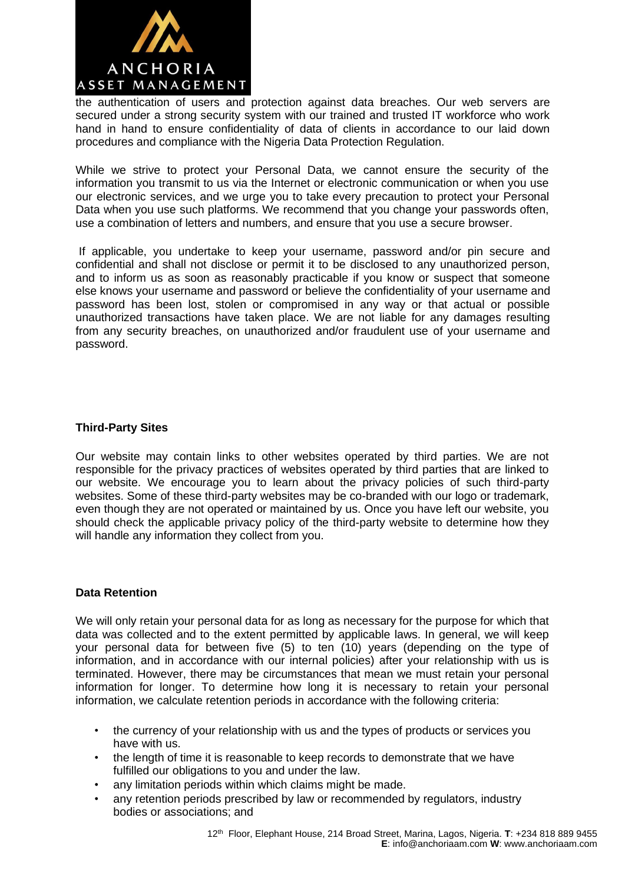the authentication of users and protection against data breaches. Our web servers are secured under a strong security system with our trained and trusted IT workforce who work hand in hand to ensure confidentiality of data of clients in accordance to our laid down procedures and compliance with the Nigeria Data Protection Regulation.

While we strive to protect your Personal Data, we cannot ensure the security of the information you transmit to us via the Internet or electronic communication or when you use our electronic services, and we urge you to take every precaution to protect your Personal Data when you use such platforms. We recommend that you change your passwords often, use a combination of letters and numbers, and ensure that you use a secure browser.

If applicable, you undertake to keep your username, password and/or pin secure and confidential and shall not disclose or permit it to be disclosed to any unauthorized person, and to inform us as soon as reasonably practicable if you know or suspect that someone else knows your username and password or believe the confidentiality of your username and password has been lost, stolen or compromised in any way or that actual or possible unauthorized transactions have taken place. We are not liable for any damages resulting from any security breaches, on unauthorized and/or fraudulent use of your username and password.

**Third-Party Sites**

Our website may contain links to other websites operated by third parties. We are not responsible for the privacy practices of websites operated by third parties that are linked to our website. We encourage you to learn about the privacy policies of such third-party websites. Some of these third-party websites may be co-branded with our logo or trademark, even though they are not operated or maintained by us. Once you have left our website, you should check the applicable privacy policy of the third-party website to determine how they will handle any information they collect from you.

**Data Retention**

We will only retain your personal data for as long as necessary for the purpose for which that data was collected and to the extent permitted by applicable laws. In general, we will keep your personal data for between five (5) to ten (10) years (depending on the type of information, and in accordance with our internal policies) after your relationship with us is terminated. However, there may be circumstances that mean we must retain your personal information for longer. To determine how long it is necessary to retain your personal information, we calculate retention periods in accordance with the following criteria:

- the currency of your relationship with us and the types of products or services you have with us.
- the length of time it is reasonable to keep records to demonstrate that we have fulfilled our obligations to you and under the law.
- any limitation periods within which claims might be made.
- any retention periods prescribed by law or recommended by regulators, industry bodies or associations; and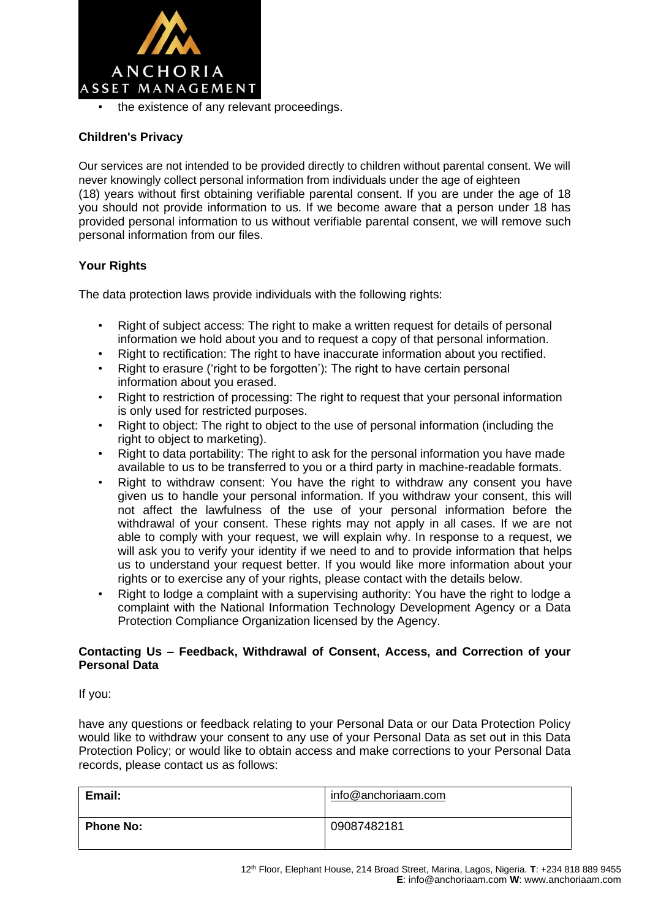- the existence of any relevant proceedings.

### Children's Privacy

Our services are not intended to be provided directly to children without parental consent. We will never knowingly collect personal information from individuals under the age of eighteen (18) years without first obtaining verifiable parental consent. If you are under the age of 18 you should not provide information to us. If we become aware that a person under 18 has provided personal information to us without verifiable parental consent, we will remove such personal information from our files.

### Your Rights

The data protection laws provide individuals with the following rights:

- Right of subject access: The right to make a written request for details of personal information we hold about you and to request a copy of that personal information.
- Right to rectification: The right to have inaccurate information about you rectified.
- Right to erasure ('right to be forgotten'): The right to have certain personal information about you erased.
- Right to restriction of processing: The right to request that your personal information is only used for restricted purposes.
- Right to object: The right to object to the use of personal information (including the right to object to marketing).
- Right to data portability: The right to ask for the personal information you have made available to us to be transferred to you or a third party in machine-readable formats.
- Right to withdraw consent: You have the right to withdraw any consent you have given us to handle your personal information. If you withdraw your consent, this will not affect the lawfulness of the use of your personal information before the withdrawal of your consent. These rights may not apply in all cases. If we are not able to comply with your request, we will explain why. In response to a request, we will ask you to verify your identity if we need to and to provide information that helps us to understand your request better. If you would like more information about your rights or to exercise any of your rights, please contact with the details below.
- Right to lodge a complaint with a supervising authority: You have the right to lodge a complaint with the National Information Technology Development Agency or a Data Protection Compliance Organization licensed by the Agency.

### Contacting Us – Feedback, Withdrawal of Consent, Access, and Correction of your Personal Data

If you:

have any questions or feedback relating to your Personal Data or our Data Protection Policy would like to withdraw your consent to any use of your Personal Data as set out in this Data Protection Policy; or would like to obtain access and make corrections to your Personal Data records, please contact us as follows:

| **Email:** | info@anchoriaam.com |
|---|---|
| **Phone No:** | 09087482181 |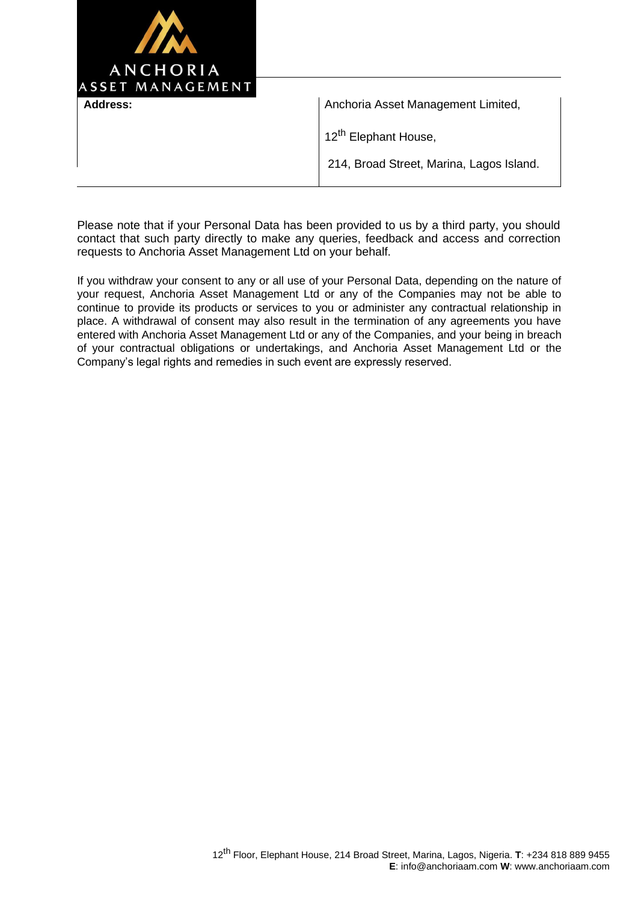| | |
|---|---|
| **Address:** | Anchoria Asset Management Limited,<br>12th Elephant House,<br>214, Broad Street, Marina, Lagos Island. |

Please note that if your Personal Data has been provided to us by a third party, you should contact that such party directly to make any queries, feedback and access and correction requests to Anchoria Asset Management Ltd on your behalf.

If you withdraw your consent to any or all use of your Personal Data, depending on the nature of your request, Anchoria Asset Management Ltd or any of the Companies may not be able to continue to provide its products or services to you or administer any contractual relationship in place. A withdrawal of consent may also result in the termination of any agreements you have entered with Anchoria Asset Management Ltd or any of the Companies, and your being in breach of your contractual obligations or undertakings, and Anchoria Asset Management Ltd or the Company's legal rights and remedies in such event are expressly reserved.